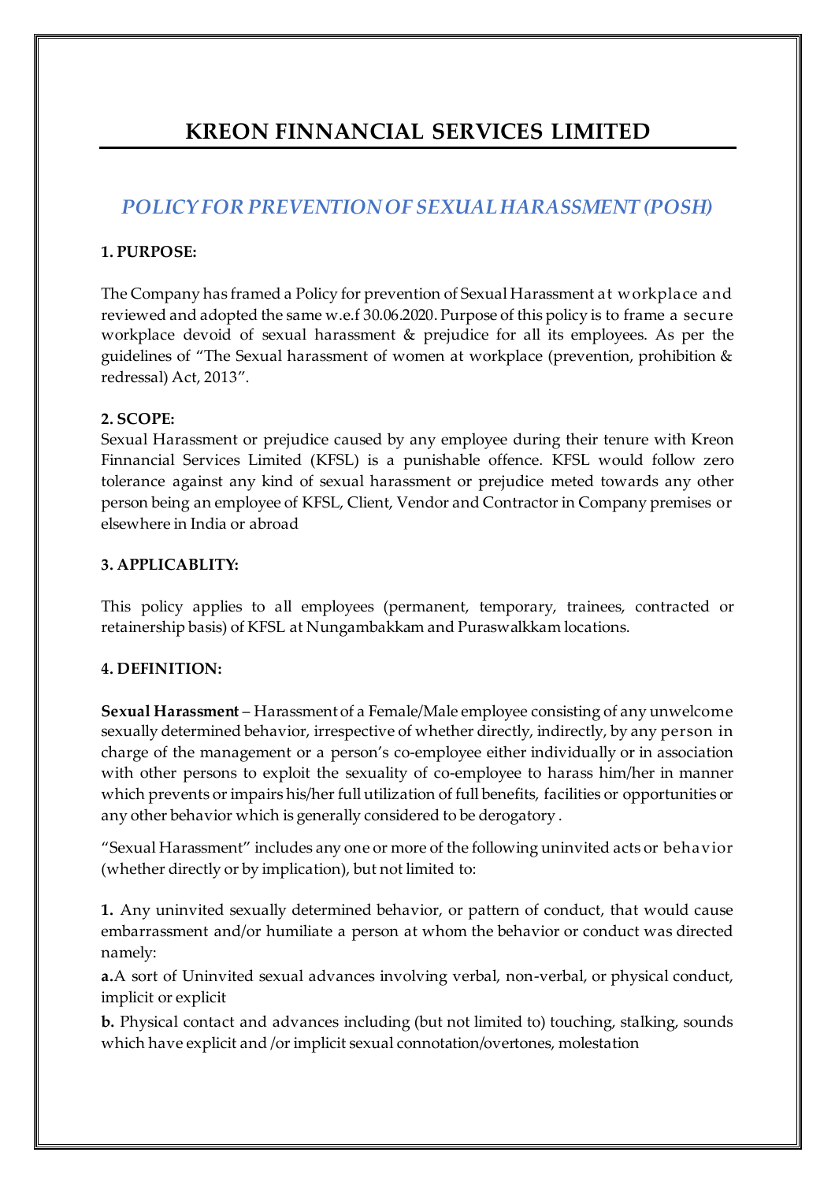# KREON FINNANCIAL SERVICES LIMITED

## *POLICY FOR PREVENTION OF SEXUAL HARASSMENT (POSH)*

### 1. PURPOSE:

The Company has framed a Policy for prevention of Sexual Harassment at workplace and reviewed and adopted the same w.e.f 30.06.2020. Purpose of this policy is to frame a secure workplace devoid of sexual harassment & prejudice for all its employees. As per the guidelines of "The Sexual harassment of women at workplace (prevention, prohibition & redressal) Act, 2013".

### 2. SCOPE:

Sexual Harassment or prejudice caused by any employee during their tenure with Kreon Finnancial Services Limited (KFSL) is a punishable offence. KFSL would follow zero tolerance against any kind of sexual harassment or prejudice meted towards any other person being an employee of KFSL, Client, Vendor and Contractor in Company premises or elsewhere in India or abroad

### 3. APPLICABLITY:

This policy applies to all employees (permanent, temporary, trainees, contracted or retainership basis) of KFSL at Nungambakkam and Puraswalkkam locations.

### 4. DEFINITION:

**Sexual Harassment** – Harassment of a Female/Male employee consisting of any unwelcome sexually determined behavior, irrespective of whether directly, indirectly, by any person in charge of the management or a person's co-employee either individually or in association with other persons to exploit the sexuality of co-employee to harass him/her in manner which prevents or impairs his/her full utilization of full benefits, facilities or opportunities or any other behavior which is generally considered to be derogatory .

"Sexual Harassment" includes any one or more of the following uninvited acts or behavior (whether directly or by implication), but not limited to:

**1.** Any uninvited sexually determined behavior, or pattern of conduct, that would cause embarrassment and/or humiliate a person at whom the behavior or conduct was directed namely:

**a.** A sort of Uninvited sexual advances involving verbal, non-verbal, or physical conduct, implicit or explicit

**b.** Physical contact and advances including (but not limited to) touching, stalking, sounds which have explicit and /or implicit sexual connotation/overtones, molestation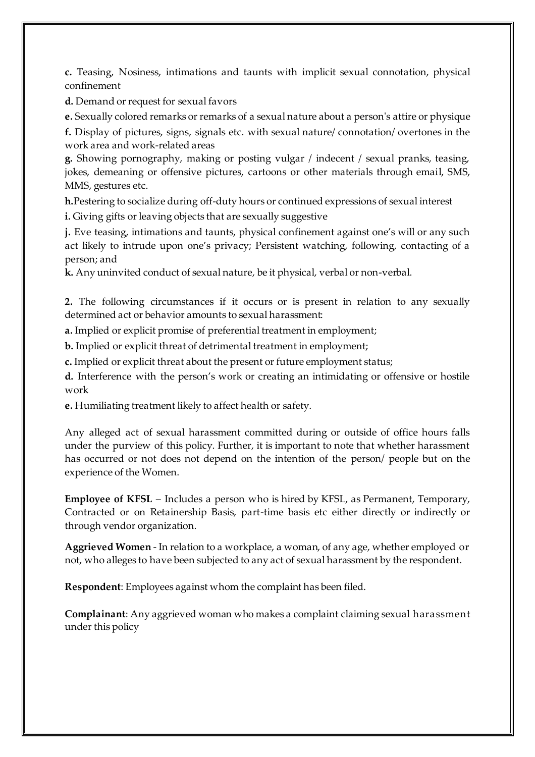**c.** Teasing, Nosiness, intimations and taunts with implicit sexual connotation, physical confinement

**d.** Demand or request for sexual favors

**e.** Sexually colored remarks or remarks of a sexual nature about a person's attire or physique

**f.** Display of pictures, signs, signals etc. with sexual nature/ connotation/ overtones in the work area and work-related areas

**g.** Showing pornography, making or posting vulgar / indecent / sexual pranks, teasing, jokes, demeaning or offensive pictures, cartoons or other materials through email, SMS, MMS, gestures etc.

**h.** Pestering to socialize during off-duty hours or continued expressions of sexual interest

**i.** Giving gifts or leaving objects that are sexually suggestive

**j.** Eve teasing, intimations and taunts, physical confinement against one's will or any such act likely to intrude upon one's privacy; Persistent watching, following, contacting of a person; and

**k.** Any uninvited conduct of sexual nature, be it physical, verbal or non-verbal.

**2.** The following circumstances if it occurs or is present in relation to any sexually determined act or behavior amounts to sexual harassment:

**a.** Implied or explicit promise of preferential treatment in employment;

**b.** Implied or explicit threat of detrimental treatment in employment;

**c.** Implied or explicit threat about the present or future employment status;

**d.** Interference with the person's work or creating an intimidating or offensive or hostile work

**e.** Humiliating treatment likely to affect health or safety.

Any alleged act of sexual harassment committed during or outside of office hours falls under the purview of this policy. Further, it is important to note that whether harassment has occurred or not does not depend on the intention of the person/ people but on the experience of the Women.

**Employee of KFSL** – Includes a person who is hired by KFSL, as Permanent, Temporary, Contracted or on Retainership Basis, part-time basis etc either directly or indirectly or through vendor organization.

**Aggrieved Women** - In relation to a workplace, a woman, of any age, whether employed or not, who alleges to have been subjected to any act of sexual harassment by the respondent.

**Respondent**: Employees against whom the complaint has been filed.

**Complainant**: Any aggrieved woman who makes a complaint claiming sexual harassment under this policy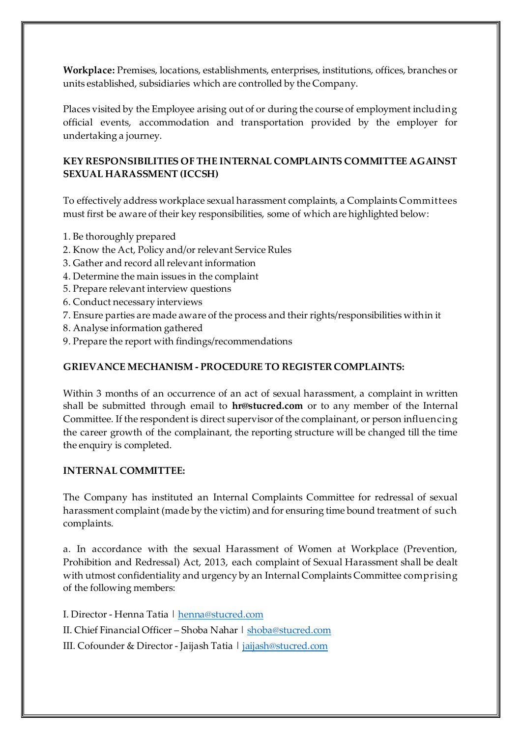**Workplace:** Premises, locations, establishments, enterprises, institutions, offices, branches or units established, subsidiaries which are controlled by the Company.

Places visited by the Employee arising out of or during the course of employment including official events, accommodation and transportation provided by the employer for undertaking a journey.

**KEY RESPONSIBILITIES OF THE INTERNAL COMPLAINTS COMMITTEE AGAINST SEXUAL HARASSMENT (ICCSH)**

To effectively address workplace sexual harassment complaints, a Complaints Committees must first be aware of their key responsibilities, some of which are highlighted below:

1. Be thoroughly prepared
2. Know the Act, Policy and/or relevant Service Rules
3. Gather and record all relevant information
4. Determine the main issues in the complaint
5. Prepare relevant interview questions
6. Conduct necessary interviews
7. Ensure parties are made aware of the process and their rights/responsibilities within it
8. Analyse information gathered
9. Prepare the report with findings/recommendations

**GRIEVANCE MECHANISM - PROCEDURE TO REGISTER COMPLAINTS:**

Within 3 months of an occurrence of an act of sexual harassment, a complaint in written shall be submitted through email to **hr@stucred.com** or to any member of the Internal Committee. If the respondent is direct supervisor of the complainant, or person influencing the career growth of the complainant, the reporting structure will be changed till the time the enquiry is completed.

**INTERNAL COMMITTEE:**

The Company has instituted an Internal Complaints Committee for redressal of sexual harassment complaint (made by the victim) and for ensuring time bound treatment of such complaints.

a. In accordance with the sexual Harassment of Women at Workplace (Prevention, Prohibition and Redressal) Act, 2013, each complaint of Sexual Harassment shall be dealt with utmost confidentiality and urgency by an Internal Complaints Committee comprising of the following members:

I. Director - Henna Tatia | henna@stucred.com

II. Chief Financial Officer – Shoba Nahar | shoba@stucred.com

III. Cofounder & Director - Jaijash Tatia | jaijash@stucred.com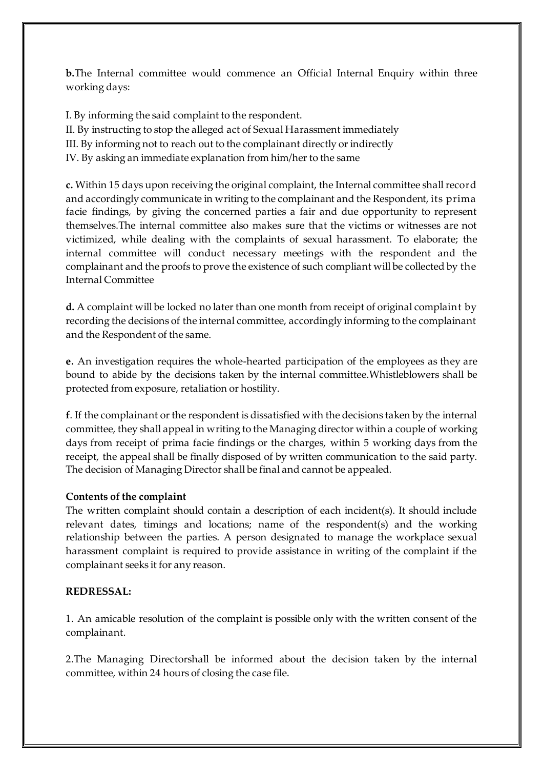**b.**The Internal committee would commence an Official Internal Enquiry within three working days:

I. By informing the said complaint to the respondent.  
II. By instructing to stop the alleged act of Sexual Harassment immediately  
III. By informing not to reach out to the complainant directly or indirectly  
IV. By asking an immediate explanation from him/her to the same

**c.** Within 15 days upon receiving the original complaint, the Internal committee shall record and accordingly communicate in writing to the complainant and the Respondent, its prima facie findings, by giving the concerned parties a fair and due opportunity to represent themselves.The internal committee also makes sure that the victims or witnesses are not victimized, while dealing with the complaints of sexual harassment. To elaborate; the internal committee will conduct necessary meetings with the respondent and the complainant and the proofs to prove the existence of such compliant will be collected by the Internal Committee

**d.** A complaint will be locked no later than one month from receipt of original complaint by recording the decisions of the internal committee, accordingly informing to the complainant and the Respondent of the same.

**e.** An investigation requires the whole-hearted participation of the employees as they are bound to abide by the decisions taken by the internal committee.Whistleblowers shall be protected from exposure, retaliation or hostility.

**f**. If the complainant or the respondent is dissatisfied with the decisions taken by the internal committee, they shall appeal in writing to the Managing director within a couple of working days from receipt of prima facie findings or the charges, within 5 working days from the receipt, the appeal shall be finally disposed of by written communication to the said party. The decision of Managing Director shall be final and cannot be appealed.

**Contents of the complaint**

The written complaint should contain a description of each incident(s). It should include relevant dates, timings and locations; name of the respondent(s) and the working relationship between the parties. A person designated to manage the workplace sexual harassment complaint is required to provide assistance in writing of the complaint if the complainant seeks it for any reason.

**REDRESSAL:**

1. An amicable resolution of the complaint is possible only with the written consent of the complainant.

2.The Managing Directorshall be informed about the decision taken by the internal committee, within 24 hours of closing the case file.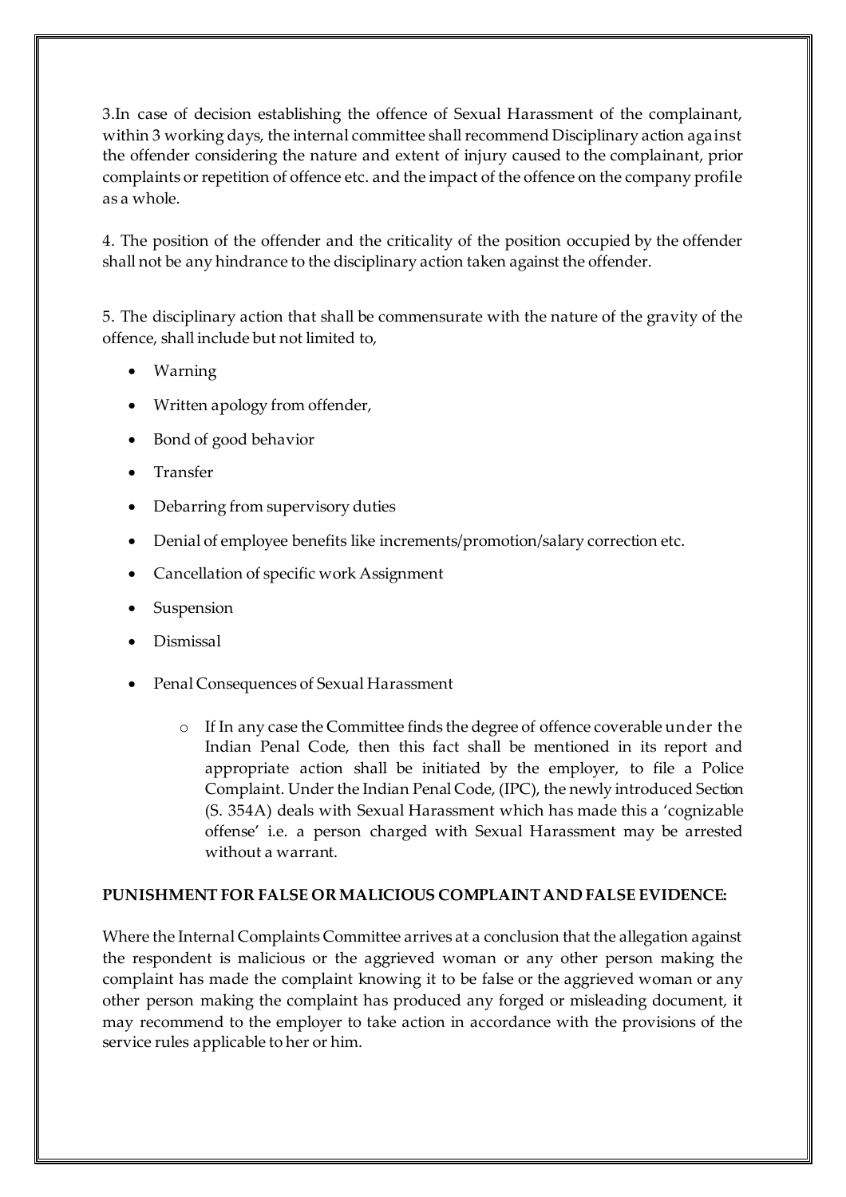3.In case of decision establishing the offence of Sexual Harassment of the complainant, within 3 working days, the internal committee shall recommend Disciplinary action against the offender considering the nature and extent of injury caused to the complainant, prior complaints or repetition of offence etc. and the impact of the offence on the company profile as a whole.

4. The position of the offender and the criticality of the position occupied by the offender shall not be any hindrance to the disciplinary action taken against the offender.

5. The disciplinary action that shall be commensurate with the nature of the gravity of the offence, shall include but not limited to,

- Warning
- Written apology from offender,
- Bond of good behavior
- Transfer
- Debarring from supervisory duties
- Denial of employee benefits like increments/promotion/salary correction etc.
- Cancellation of specific work Assignment
- Suspension
- Dismissal
- Penal Consequences of Sexual Harassment
    - If In any case the Committee finds the degree of offence coverable under the Indian Penal Code, then this fact shall be mentioned in its report and appropriate action shall be initiated by the employer, to file a Police Complaint. Under the Indian Penal Code, (IPC), the newly introduced Section (S. 354A) deals with Sexual Harassment which has made this a 'cognizable offense' i.e. a person charged with Sexual Harassment may be arrested without a warrant.

**PUNISHMENT FOR FALSE OR MALICIOUS COMPLAINT AND FALSE EVIDENCE:**

Where the Internal Complaints Committee arrives at a conclusion that the allegation against the respondent is malicious or the aggrieved woman or any other person making the complaint has made the complaint knowing it to be false or the aggrieved woman or any other person making the complaint has produced any forged or misleading document, it may recommend to the employer to take action in accordance with the provisions of the service rules applicable to her or him.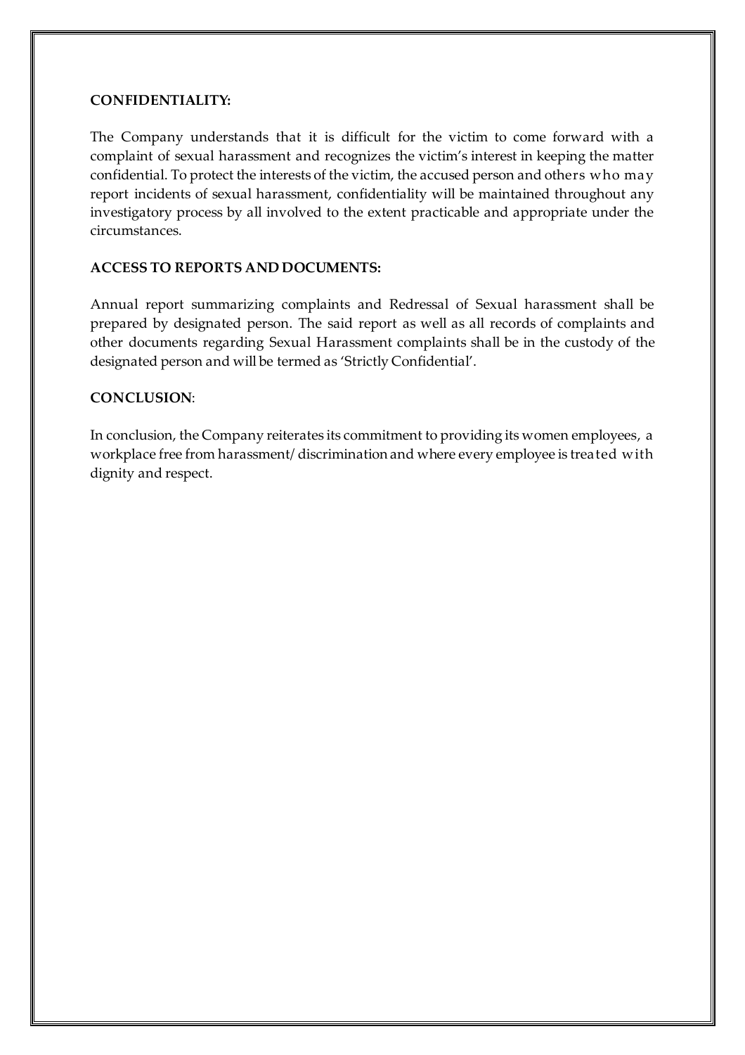**CONFIDENTIALITY:**

The Company understands that it is difficult for the victim to come forward with a complaint of sexual harassment and recognizes the victim's interest in keeping the matter confidential. To protect the interests of the victim, the accused person and others who may report incidents of sexual harassment, confidentiality will be maintained throughout any investigatory process by all involved to the extent practicable and appropriate under the circumstances.

**ACCESS TO REPORTS AND DOCUMENTS:**

Annual report summarizing complaints and Redressal of Sexual harassment shall be prepared by designated person. The said report as well as all records of complaints and other documents regarding Sexual Harassment complaints shall be in the custody of the designated person and will be termed as 'Strictly Confidential'.

**CONCLUSION**:

In conclusion, the Company reiterates its commitment to providing its women employees, a workplace free from harassment/ discrimination and where every employee is treated with dignity and respect.